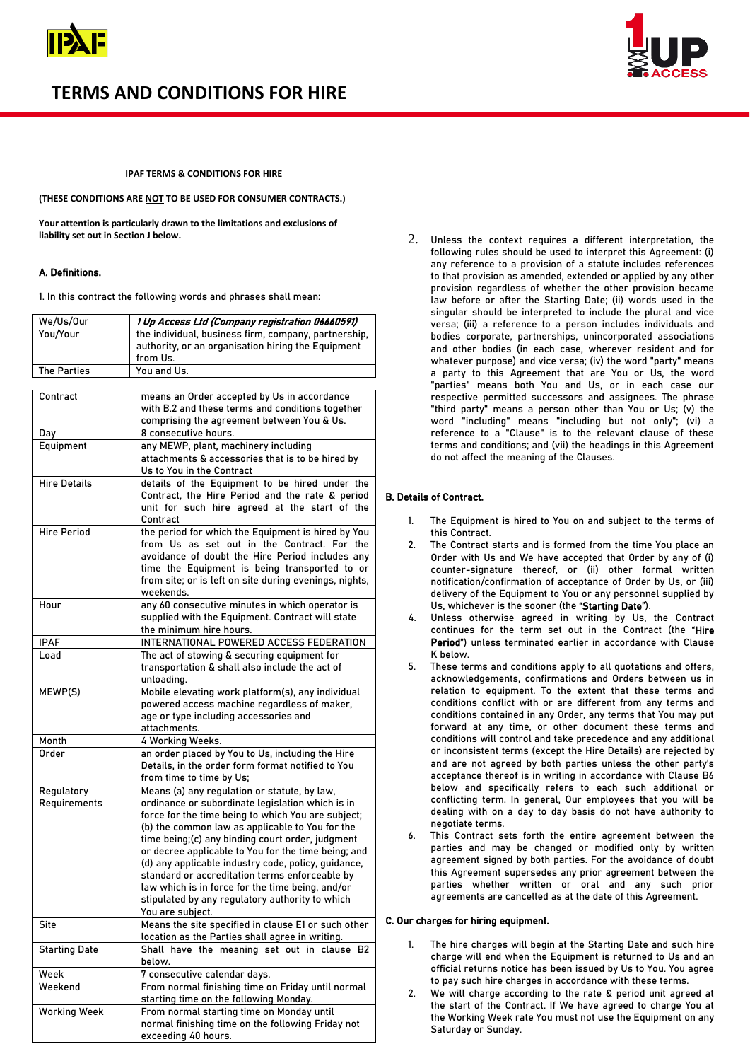# TERMS AND CONDITIONS FOR HIRE

**IPAF TERMS & CONDITIONS FOR HIRE**

**(THESE CONDITIONS ARE NOT TO BE USED FOR CONSUMER CONTRACTS.)**

**Your attention is particularly drawn to the limitations and exclusions of liability set out in Section J below.**

## A. Definitions.

1. In this contract the following words and phrases shall mean:

| | |
|---|---|
| We/Us/Our | *1 Up Access Ltd (Company registration 06660591)* |
| You/Your | the individual, business firm, company, partnership, authority, or an organisation hiring the Equipment from Us. |
| The Parties | You and Us. |

| | |
|---|---|
| Contract | means an Order accepted by Us in accordance with B.2 and these terms and conditions together comprising the agreement between You & Us. |
| Day | 8 consecutive hours. |
| Equipment | any MEWP, plant, machinery including attachments & accessories that is to be hired by Us to You in the Contract |
| Hire Details | details of the Equipment to be hired under the Contract, the Hire Period and the rate & period unit for such hire agreed at the start of the Contract |
| Hire Period | the period for which the Equipment is hired by You from Us as set out in the Contract. For the avoidance of doubt the Hire Period includes any time the Equipment is being transported to or from site; or is left on site during evenings, nights, weekends. |
| Hour | any 60 consecutive minutes in which operator is supplied with the Equipment. Contract will state the minimum hire hours. |
| IPAF | INTERNATIONAL POWERED ACCESS FEDERATION |
| Load | The act of stowing & securing equipment for transportation & shall also include the act of unloading. |
| MEWP(S) | Mobile elevating work platform(s), any individual powered access machine regardless of maker, age or type including accessories and attachments. |
| Month | 4 Working Weeks. |
| Order | an order placed by You to Us, including the Hire Details, in the order form format notified to You from time to time by Us; |
| Regulatory Requirements | Means (a) any regulation or statute, by law, ordinance or subordinate legislation which is in force for the time being to which You are subject; (b) the common law as applicable to You for the time being;(c) any binding court order, judgment or decree applicable to You for the time being; and (d) any applicable industry code, policy, guidance, standard or accreditation terms enforceable by law which is in force for the time being, and/or stipulated by any regulatory authority to which You are subject. |
| Site | Means the site specified in clause E1 or such other location as the Parties shall agree in writing. |
| Starting Date | Shall have the meaning set out in clause B2 below. |
| Week | 7 consecutive calendar days. |
| Weekend | From normal finishing time on Friday until normal starting time on the following Monday. |
| Working Week | From normal starting time on Monday until normal finishing time on the following Friday not exceeding 40 hours. |

2. Unless the context requires a different interpretation, the following rules should be used to interpret this Agreement: (i) any reference to a provision of a statute includes references to that provision as amended, extended or applied by any other provision regardless of whether the other provision became law before or after the Starting Date; (ii) words used in the singular should be interpreted to include the plural and vice versa; (iii) a reference to a person includes individuals and bodies corporate, partnerships, unincorporated associations and other bodies (in each case, wherever resident and for whatever purpose) and vice versa; (iv) the word "party" means a party to this Agreement that are You or Us, the word "parties" means both You and Us, or in each case our respective permitted successors and assignees. The phrase "third party" means a person other than You or Us; (v) the word "including" means "including but not only"; (vi) a reference to a "Clause" is to the relevant clause of these terms and conditions; and (vii) the headings in this Agreement do not affect the meaning of the Clauses.

## B. Details of Contract.

1. The Equipment is hired to You on and subject to the terms of this Contract.
2. The Contract starts and is formed from the time You place an Order with Us and We have accepted that Order by any of (i) counter-signature thereof, or (ii) other formal written notification/confirmation of acceptance of Order by Us, or (iii) delivery of the Equipment to You or any personnel supplied by Us, whichever is the sooner (the "**Starting Date**").
4. Unless otherwise agreed in writing by Us, the Contract continues for the term set out in the Contract (the "**Hire Period**") unless terminated earlier in accordance with Clause K below.
5. These terms and conditions apply to all quotations and offers, acknowledgements, confirmations and Orders between us in relation to equipment. To the extent that these terms and conditions conflict with or are different from any terms and conditions contained in any Order, any terms that You may put forward at any time, or other document these terms and conditions will control and take precedence and any additional or inconsistent terms (except the Hire Details) are rejected by and are not agreed by both parties unless the other party's acceptance thereof is in writing in accordance with Clause B6 below and specifically refers to each such additional or conflicting term. In general, Our employees that you will be dealing with on a day to day basis do not have authority to negotiate terms.
6. This Contract sets forth the entire agreement between the parties and may be changed or modified only by written agreement signed by both parties. For the avoidance of doubt this Agreement supersedes any prior agreement between the parties whether written or oral and any such prior agreements are cancelled as at the date of this Agreement.

## C. Our charges for hiring equipment.

1. The hire charges will begin at the Starting Date and such hire charge will end when the Equipment is returned to Us and an official returns notice has been issued by Us to You. You agree to pay such hire charges in accordance with these terms.
2. We will charge according to the rate & period unit agreed at the start of the Contract. If We have agreed to charge You at the Working Week rate You must not use the Equipment on any Saturday or Sunday.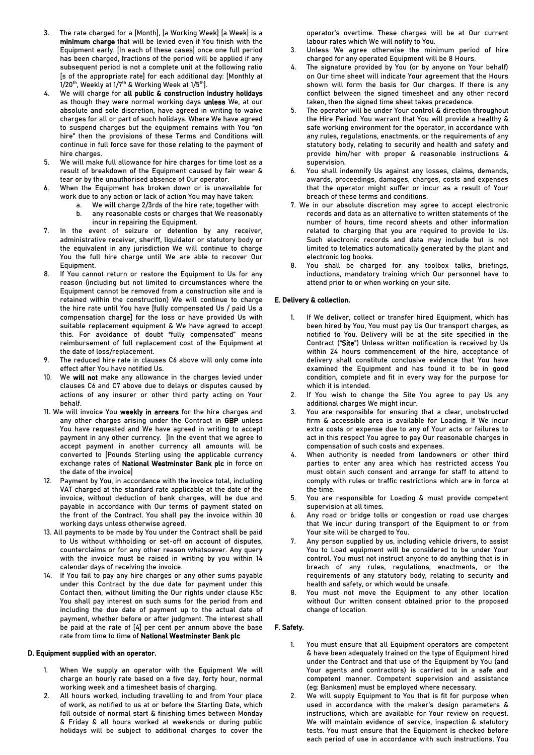3. The rate charged for a [Month], [a Working Week] [a Week] is a **minimum charge** that will be levied even if You finish with the Equipment early. [In each of these cases] once one full period has been charged, fractions of the period will be applied if any subsequent period is not a complete unit at the following ratio [s of the appropriate rate] for each additional day: [Monthly at 1/20th, Weekly at 1/7th & Working Week at 1/5th].
4. We will charge for **all public & construction industry holidays** as though they were normal working days **unless** We, at our absolute and sole discretion, have agreed in writing to waive charges for all or part of such holidays. Where We have agreed to suspend charges but the equipment remains with You "on hire" then the provisions of these Terms and Conditions will continue in full force save for those relating to the payment of hire charges.
5. We will make full allowance for hire charges for time lost as a result of breakdown of the Equipment caused by fair wear & tear or by the unauthorised absence of Our operator.
6. When the Equipment has broken down or is unavailable for work due to any action or lack of action You may have taken:
   a. We will charge 2/3rds of the hire rate; together with
   b. any reasonable costs or charges that We reasonably incur in repairing the Equipment.
7. In the event of seizure or detention by any receiver, administrative receiver, sheriff, liquidator or statutory body or the equivalent in any jurisdiction We will continue to charge You the full hire charge until We are able to recover Our Equipment.
8. If You cannot return or restore the Equipment to Us for any reason (including but not limited to circumstances where the Equipment cannot be removed from a construction site and is retained within the construction) We will continue to charge the hire rate until You have [fully compensated Us / paid Us a compensation charge] for the loss or have provided Us with suitable replacement equipment & We have agreed to accept this. For avoidance of doubt "fully compensated" means reimbursement of full replacement cost of the Equipment at the date of loss/replacement.
9. The reduced hire rate in clauses C6 above will only come into effect after You have notified Us.
10. We **will not** make any allowance in the charges levied under clauses C6 and C7 above due to delays or disputes caused by actions of any insurer or other third party acting on Your behalf.
11. We will invoice You **weekly in arrears** for the hire charges and any other charges arising under the Contract in **GBP** unless You have requested and We have agreed in writing to accept payment in any other currency. [In the event that we agree to accept payment in another currency all amounts will be converted to [Pounds Sterling using the appropriate currency exchange rates of **National Westminster Bank plc** in force on the date of the invoice]
12. Payment by You, in accordance with the invoice total, including VAT charged at the standard rate applicable at the date of the invoice, without deduction of bank charges, will be due and payable in accordance with Our terms of payment stated on the front of the Contract. You shall pay the invoice within 30 working days unless otherwise agreed.
13. All payments to be made by You under the Contract shall be paid to Us without withholding or set-off on account of disputes, counterclaims or for any other reason whatsoever. Any query with the invoice must be raised in writing by you within 14 calendar days of receiving the invoice.
14. If You fail to pay any hire charges or any other sums payable under this Contract by the due date for payment under this Contact then, without limiting the Our rights under clause K5c You shall pay interest on such sums for the period from and including the due date of payment up to the actual date of payment, whether before or after judgment. The interest shall be paid at the rate of [4] per cent per annum above the base rate from time to time of **National Westminster Bank plc**

## D. Equipment supplied with an operator.

1. When We supply an operator with the Equipment We will charge an hourly rate based on a five day, forty hour, normal working week and a timesheet basis of charging.
2. All hours worked, including travelling to and from Your place of work, as notified to us at or before the Starting Date, which fall outside of normal start & finishing times between Monday & Friday & all hours worked at weekends or during public holidays will be subject to additional charges to cover the operator's overtime. These charges will be at Our current labour rates which We will notify to You.
3. Unless We agree otherwise the minimum period of hire charged for any operated Equipment will be 8 Hours.
4. The signature provided by You (or by anyone on Your behalf) on Our time sheet will indicate Your agreement that the Hours shown will form the basis for Our charges. If there is any conflict between the signed timesheet and any other record taken, then the signed time sheet takes precedence.
5. The operator will be under Your control & direction throughout the Hire Period. You warrant that You will provide a healthy & safe working environment for the operator, in accordance with any rules, regulations, enactments, or the requirements of any statutory body, relating to security and health and safety and provide him/her with proper & reasonable instructions & supervision.
6. You shall indemnify Us against any losses, claims, demands, awards, proceedings, damages, charges, costs and expenses that the operator might suffer or incur as a result of Your breach of these terms and conditions.
7. We in our absolute discretion may agree to accept electronic records and data as an alternative to written statements of the number of hours, time record sheets and other information related to charging that you are required to provide to Us. Such electronic records and data may include but is not limited to telematics automatically generated by the plant and electronic log books.
8. You shall be charged for any toolbox talks, briefings, inductions, mandatory training which Our personnel have to attend prior to or when working on your site.

## E. Delivery & collection.

1. If We deliver, collect or transfer hired Equipment, which has been hired by You, You must pay Us Our transport charges, as notified to You. Delivery will be at the site specified in the Contract ("**Site**") Unless written notification is received by Us within 24 hours commencement of the hire, acceptance of delivery shall constitute conclusive evidence that You have examined the Equipment and has found it to be in good condition, complete and fit in every way for the purpose for which it is intended.
2. If You wish to change the Site You agree to pay Us any additional charges We might incur.
3. You are responsible for ensuring that a clear, unobstructed firm & accessible area is available for Loading. If We incur extra costs or expense due to any of Your acts or failures to act in this respect You agree to pay Our reasonable charges in compensation of such costs and expenses.
4. When authority is needed from landowners or other third parties to enter any area which has restricted access You must obtain such consent and arrange for staff to attend to comply with rules or traffic restrictions which are in force at the time.
5. You are responsible for Loading & must provide competent supervision at all times.
6. Any road or bridge tolls or congestion or road use charges that We incur during transport of the Equipment to or from Your site will be charged to You.
7. Any person supplied by us, including vehicle drivers, to assist You to Load equipment will be considered to be under Your control. You must not instruct anyone to do anything that is in breach of any rules, regulations, enactments, or the requirements of any statutory body, relating to security and health and safety, or which would be unsafe.
8. You must not move the Equipment to any other location without Our written consent obtained prior to the proposed change of location.

## F. Safety.

1. You must ensure that all Equipment operators are competent & have been adequately trained on the type of Equipment hired under the Contract and that use of the Equipment by You (and Your agents and contractors) is carried out in a safe and competent manner. Competent supervision and assistance (eg: Banksmen) must be employed where necessary.
2. We will supply Equipment to You that is fit for purpose when used in accordance with the maker's design parameters & instructions, which are available for Your review on request. We will maintain evidence of service, inspection & statutory tests. You must ensure that the Equipment is checked before each period of use in accordance with such instructions. You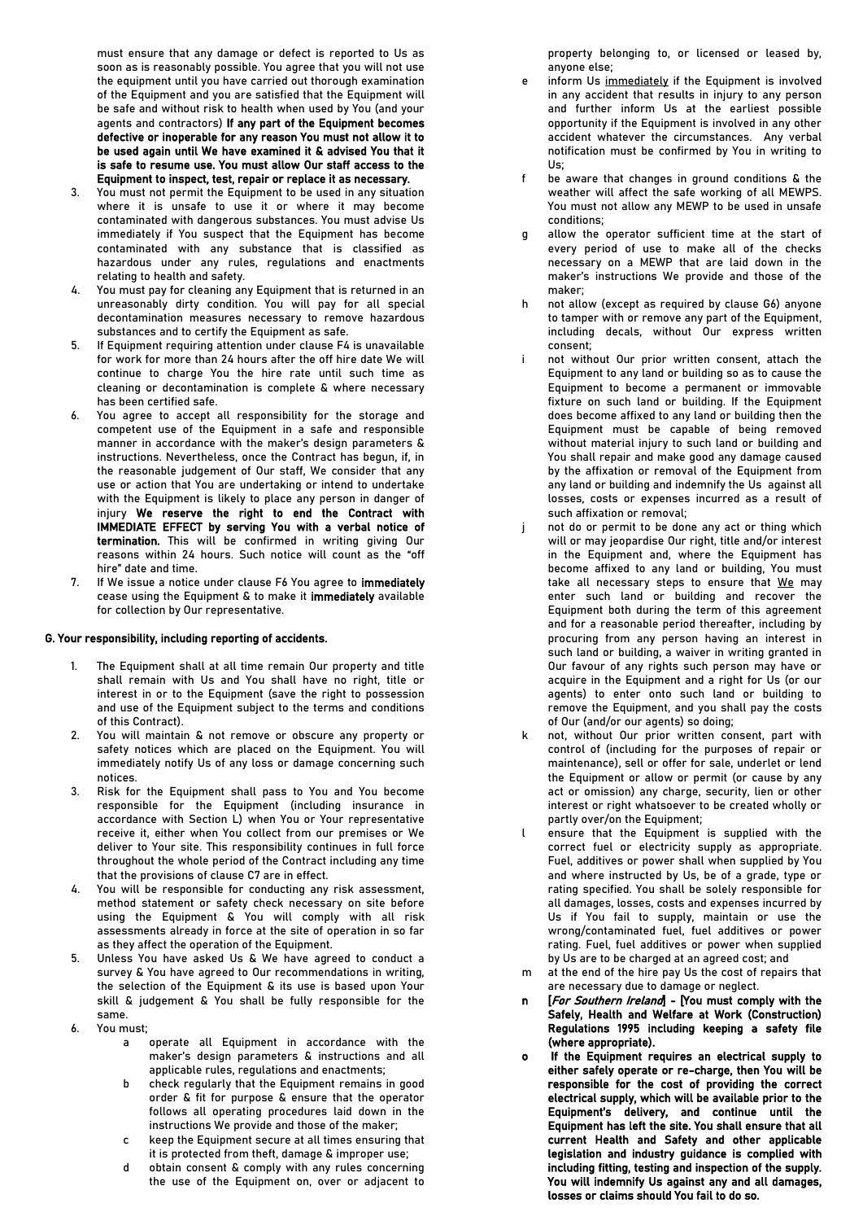must ensure that any damage or defect is reported to Us as soon as is reasonably possible. You agree that you will not use the equipment until you have carried out thorough examination of the Equipment and you are satisfied that the Equipment will be safe and without risk to health when used by You (and your agents and contractors) **If any part of the Equipment becomes defective or inoperable for any reason You must not allow it to be used again until We have examined it & advised You that it is safe to resume use. You must allow Our staff access to the Equipment to inspect, test, repair or replace it as necessary.**

3. You must not permit the Equipment to be used in any situation where it is unsafe to use it or where it may become contaminated with dangerous substances. You must advise Us immediately if You suspect that the Equipment has become contaminated with any substance that is classified as hazardous under any rules, regulations and enactments relating to health and safety.
4. You must pay for cleaning any Equipment that is returned in an unreasonably dirty condition. You will pay for all special decontamination measures necessary to remove hazardous substances and to certify the Equipment as safe.
5. If Equipment requiring attention under clause F4 is unavailable for work for more than 24 hours after the off hire date We will continue to charge You the hire rate until such time as cleaning or decontamination is complete & where necessary has been certified safe.
6. You agree to accept all responsibility for the storage and competent use of the Equipment in a safe and responsible manner in accordance with the maker's design parameters & instructions. Nevertheless, once the Contract has begun, if, in the reasonable judgement of Our staff, We consider that any use or action that You are undertaking or intend to undertake with the Equipment is likely to place any person in danger of injury **We reserve the right to end the Contract with IMMEDIATE EFFECT by serving You with a verbal notice of termination.** This will be confirmed in writing giving Our reasons within 24 hours. Such notice will count as the "off hire" date and time.
7. If We issue a notice under clause F6 You agree to **immediately** cease using the Equipment & to make it **immediately** available for collection by Our representative.

## G. Your responsibility, including reporting of accidents.

1. The Equipment shall at all time remain Our property and title shall remain with Us and You shall have no right, title or interest in or to the Equipment (save the right to possession and use of the Equipment subject to the terms and conditions of this Contract).
2. You will maintain & not remove or obscure any property or safety notices which are placed on the Equipment. You will immediately notify Us of any loss or damage concerning such notices.
3. Risk for the Equipment shall pass to You and You become responsible for the Equipment (including insurance in accordance with Section L) when You or Your representative receive it, either when You collect from our premises or We deliver to Your site. This responsibility continues in full force throughout the whole period of the Contract including any time that the provisions of clause C7 are in effect.
4. You will be responsible for conducting any risk assessment, method statement or safety check necessary on site before using the Equipment & You will comply with all risk assessments already in force at the site of operation in so far as they affect the operation of the Equipment.
5. Unless You have asked Us & We have agreed to conduct a survey & You have agreed to Our recommendations in writing, the selection of the Equipment & its use is based upon Your skill & judgement & You shall be fully responsible for the same.
6. You must;
    a. operate all Equipment in accordance with the maker's design parameters & instructions and all applicable rules, regulations and enactments;
    b. check regularly that the Equipment remains in good order & fit for purpose & ensure that the operator follows all operating procedures laid down in the instructions We provide and those of the maker;
    c. keep the Equipment secure at all times ensuring that it is protected from theft, damage & improper use;
    d. obtain consent & comply with any rules concerning the use of the Equipment on, over or adjacent to property belonging to, or licensed or leased by, anyone else;
    e. inform Us <u>immediately</u> if the Equipment is involved in any accident that results in injury to any person and further inform Us at the earliest possible opportunity if the Equipment is involved in any other accident whatever the circumstances. Any verbal notification must be confirmed by You in writing to Us;
    f. be aware that changes in ground conditions & the weather will affect the safe working of all MEWPS. You must not allow any MEWP to be used in unsafe conditions;
    g. allow the operator sufficient time at the start of every period of use to make all of the checks necessary on a MEWP that are laid down in the maker's instructions We provide and those of the maker;
    h. not allow (except as required by clause G6) anyone to tamper with or remove any part of the Equipment, including decals, without Our express written consent;
    i. not without Our prior written consent, attach the Equipment to any land or building so as to cause the Equipment to become a permanent or immovable fixture on such land or building. If the Equipment does become affixed to any land or building then the Equipment must be capable of being removed without material injury to such land or building and You shall repair and make good any damage caused by the affixation or removal of the Equipment from any land or building and indemnify the Us against all losses, costs or expenses incurred as a result of such affixation or removal;
    j. not do or permit to be done any act or thing which will or may jeopardise Our right, title and/or interest in the Equipment and, where the Equipment has become affixed to any land or building, You must take all necessary steps to ensure that <u>We</u> may enter such land or building and recover the Equipment both during the term of this agreement and for a reasonable period thereafter, including by procuring from any person having an interest in such land or building, a waiver in writing granted in Our favour of any rights such person may have or acquire in the Equipment and a right for Us (or our agents) to enter onto such land or building to remove the Equipment, and you shall pay the costs of Our (and/or our agents) so doing;
    k. not, without Our prior written consent, part with control of (including for the purposes of repair or maintenance), sell or offer for sale, underlet or lend the Equipment or allow or permit (or cause by any act or omission) any charge, security, lien or other interest or right whatsoever to be created wholly or partly over/on the Equipment;
    l. ensure that the Equipment is supplied with the correct fuel or electricity supply as appropriate. Fuel, additives or power shall when supplied by You and where instructed by Us, be of a grade, type or rating specified. You shall be solely responsible for all damages, losses, costs and expenses incurred by Us if You fail to supply, maintain or use the wrong/contaminated fuel, fuel additives or power rating. Fuel, fuel additives or power when supplied by Us are to be charged at an agreed cost; and
    m. at the end of the hire pay Us the cost of repairs that are necessary due to damage or neglect.
    n. **[*For Southern Ireland*] - [You must comply with the Safely, Health and Welfare at Work (Construction) Regulations 1995 including keeping a safety file (where appropriate).**
    o. **If the Equipment requires an electrical supply to either safely operate or re-charge, then You will be responsible for the cost of providing the correct electrical supply, which will be available prior to the Equipment's delivery, and continue until the Equipment has left the site. You shall ensure that all current Health and Safety and other applicable legislation and industry guidance is complied with including fitting, testing and inspection of the supply. You will indemnify Us against any and all damages, losses or claims should You fail to do so.**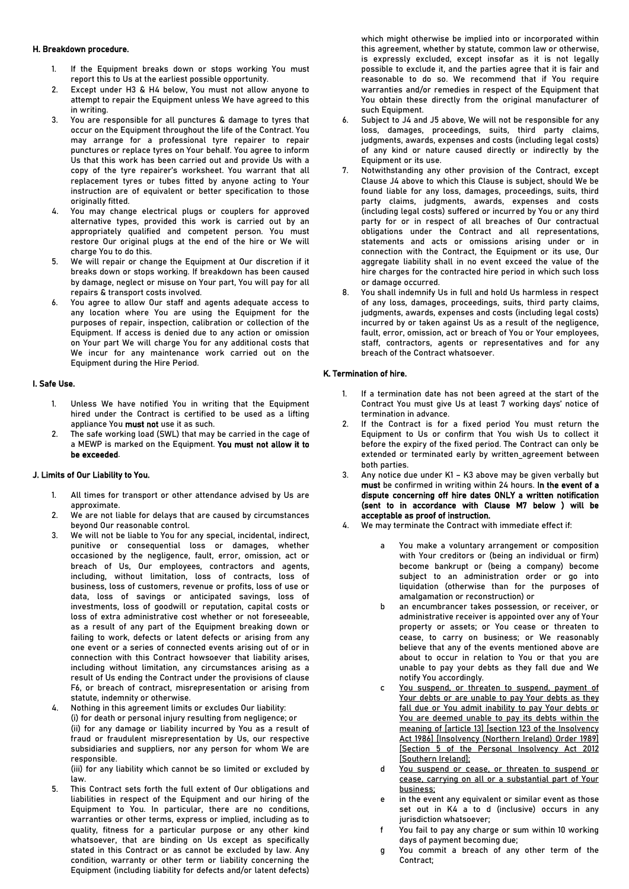### H. Breakdown procedure.

1. If the Equipment breaks down or stops working You must report this to Us at the earliest possible opportunity.
2. Except under H3 & H4 below, You must not allow anyone to attempt to repair the Equipment unless We have agreed to this in writing.
3. You are responsible for all punctures & damage to tyres that occur on the Equipment throughout the life of the Contract. You may arrange for a professional tyre repairer to repair punctures or replace tyres on Your behalf. You agree to inform Us that this work has been carried out and provide Us with a copy of the tyre repairer's worksheet. You warrant that all replacement tyres or tubes fitted by anyone acting to Your instruction are of equivalent or better specification to those originally fitted.
4. You may change electrical plugs or couplers for approved alternative types, provided this work is carried out by an appropriately qualified and competent person. You must restore Our original plugs at the end of the hire or We will charge You to do this.
5. We will repair or change the Equipment at Our discretion if it breaks down or stops working. If breakdown has been caused by damage, neglect or misuse on Your part, You will pay for all repairs & transport costs involved.
6. You agree to allow Our staff and agents adequate access to any location where You are using the Equipment for the purposes of repair, inspection, calibration or collection of the Equipment. If access is denied due to any action or omission on Your part We will charge You for any additional costs that We incur for any maintenance work carried out on the Equipment during the Hire Period.

### I. Safe Use.

1. Unless We have notified You in writing that the Equipment hired under the Contract is certified to be used as a lifting appliance You **must not** use it as such.
2. The safe working load (SWL) that may be carried in the cage of a MEWP is marked on the Equipment. **You must not allow it to be exceeded**.

### J. Limits of Our Liability to You.

1. All times for transport or other attendance advised by Us are approximate.
2. We are not liable for delays that are caused by circumstances beyond Our reasonable control.
3. We will not be liable to You for any special, incidental, indirect, punitive or consequential loss or damages, whether occasioned by the negligence, fault, error, omission, act or breach of Us, Our employees, contractors and agents, including, without limitation, loss of contracts, loss of business, loss of customers, revenue or profits, loss of use or data, loss of savings or anticipated savings, loss of investments, loss of goodwill or reputation, capital costs or loss of extra administrative cost whether or not foreseeable, as a result of any part of the Equipment breaking down or failing to work, defects or latent defects or arising from any one event or a series of connected events arising out of or in connection with this Contract howsoever that liability arises, including without limitation, any circumstances arising as a result of Us ending the Contract under the provisions of clause F6, or breach of contract, misrepresentation or arising from statute, indemnity or otherwise.
4. Nothing in this agreement limits or excludes Our liability:
   (i) for death or personal injury resulting from negligence; or
   (ii) for any damage or liability incurred by You as a result of fraud or fraudulent misrepresentation by Us, our respective subsidiaries and suppliers, nor any person for whom We are responsible.
   (iii) for any liability which cannot be so limited or excluded by law.
5. This Contract sets forth the full extent of Our obligations and liabilities in respect of the Equipment and our hiring of the Equipment to You. In particular, there are no conditions, warranties or other terms, express or implied, including as to quality, fitness for a particular purpose or any other kind whatsoever, that are binding on Us except as specifically stated in this Contract or as cannot be excluded by law. Any condition, warranty or other term or liability concerning the Equipment (including liability for defects and/or latent defects) which might otherwise be implied into or incorporated within this agreement, whether by statute, common law or otherwise, is expressly excluded, except insofar as it is not legally possible to exclude it, and the parties agree that it is fair and reasonable to do so. We recommend that if You require warranties and/or remedies in respect of the Equipment that You obtain these directly from the original manufacturer of such Equipment.
6. Subject to J4 and J5 above, We will not be responsible for any loss, damages, proceedings, suits, third party claims, judgments, awards, expenses and costs (including legal costs) of any kind or nature caused directly or indirectly by the Equipment or its use.
7. Notwithstanding any other provision of the Contract, except Clause J4 above to which this Clause is subject, should We be found liable for any loss, damages, proceedings, suits, third party claims, judgments, awards, expenses and costs (including legal costs) suffered or incurred by You or any third party for or in respect of all breaches of Our contractual obligations under the Contract and all representations, statements and acts or omissions arising under or in connection with the Contract, the Equipment or its use, Our aggregate liability shall in no event exceed the value of the hire charges for the contracted hire period in which such loss or damage occurred.
8. You shall indemnify Us in full and hold Us harmless in respect of any loss, damages, proceedings, suits, third party claims, judgments, awards, expenses and costs (including legal costs) incurred by or taken against Us as a result of the negligence, fault, error, omission, act or breach of You or Your employees, staff, contractors, agents or representatives and for any breach of the Contract whatsoever.

### K. Termination of hire.

1. If a termination date has not been agreed at the start of the Contract You must give Us at least 7 working days' notice of termination in advance.
2. If the Contract is for a fixed period You must return the Equipment to Us or confirm that You wish Us to collect it before the expiry of the fixed period. The Contract can only be extended or terminated early by written_agreement between both parties.
3. Any notice due under K1 – K3 above may be given verbally but **must** be confirmed in writing within 24 hours. **In the event of a dispute concerning off hire dates ONLY a written notification (sent to in accordance with Clause M7 below ) will be acceptable as proof of instruction.**
4. We may terminate the Contract with immediate effect if:
   a. You make a voluntary arrangement or composition with Your creditors or (being an individual or firm) become bankrupt or (being a company) become subject to an administration order or go into liquidation (otherwise than for the purposes of amalgamation or reconstruction) or
   b. an encumbrancer takes possession, or receiver, or administrative receiver is appointed over any of Your property or assets; or You cease or threaten to cease, to carry on business; or We reasonably believe that any of the events mentioned above are about to occur in relation to You or that you are unable to pay your debts as they fall due and We notify You accordingly.
   c. <u>You suspend, or threaten to suspend, payment of Your debts or are unable to pay Your debts as they fall due or You admit inability to pay Your debts or You are deemed unable to pay its debts within the meaning of [article 13] [section 123 of the Insolvency Act 1986] [Insolvency (Northern Ireland) Order 1989] [Section 5 of the Personal Insolvency Act 2012 [Southern Ireland];</u>
   d. <u>You suspend or cease, or threaten to suspend or cease, carrying on all or a substantial part of Your business;</u>
   e. in the event any equivalent or similar event as those set out in K4 a to d (inclusive) occurs in any jurisdiction whatsoever;
   f. You fail to pay any charge or sum within 10 working days of payment becoming due;
   g. You commit a breach of any other term of the Contract;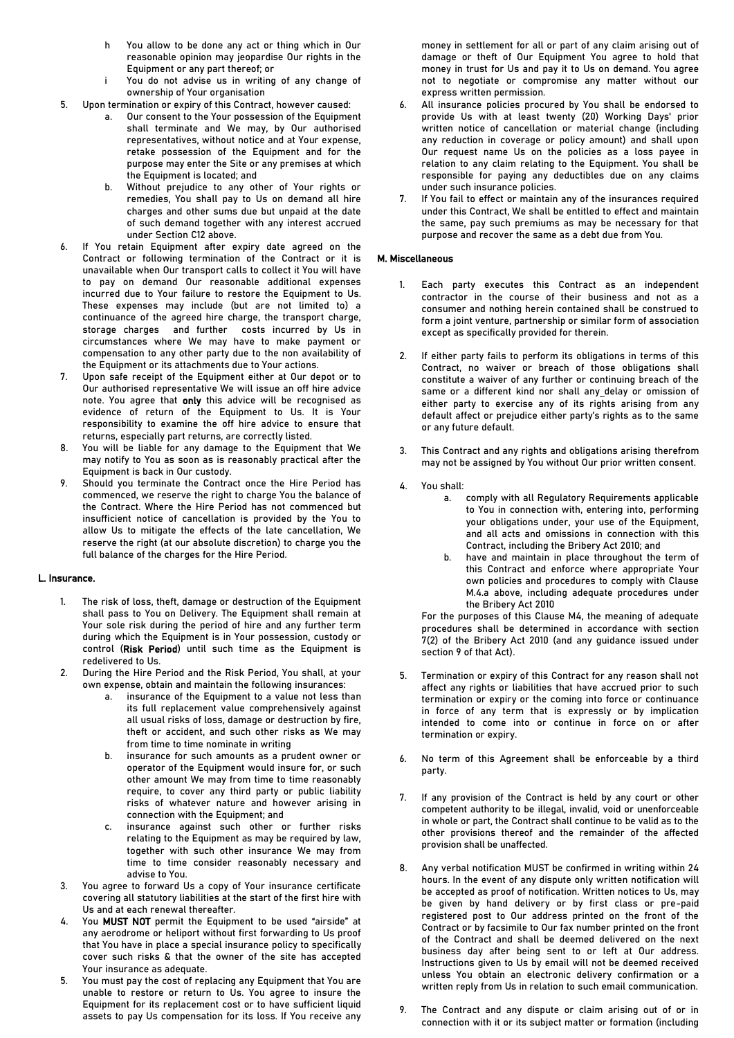h. You allow to be done any act or thing which in Our reasonable opinion may jeopardise Our rights in the Equipment or any part thereof; or

i. You do not advise us in writing of any change of ownership of Your organisation

5. Upon termination or expiry of this Contract, however caused:
   a. Our consent to the Your possession of the Equipment shall terminate and We may, by Our authorised representatives, without notice and at Your expense, retake possession of the Equipment and for the purpose may enter the Site or any premises at which the Equipment is located; and
   b. Without prejudice to any other of Your rights or remedies, You shall pay to Us on demand all hire charges and other sums due but unpaid at the date of such demand together with any interest accrued under Section C12 above.
6. If You retain Equipment after expiry date agreed on the Contract or following termination of the Contract or it is unavailable when Our transport calls to collect it You will have to pay on demand Our reasonable additional expenses incurred due to Your failure to restore the Equipment to Us. These expenses may include (but are not limited to) a continuance of the agreed hire charge, the transport charge, storage charges and further costs incurred by Us in circumstances where We may have to make payment or compensation to any other party due to the non availability of the Equipment or its attachments due to Your actions.
7. Upon safe receipt of the Equipment either at Our depot or to Our authorised representative We will issue an off hire advice note. You agree that **only** this advice will be recognised as evidence of return of the Equipment to Us. It is Your responsibility to examine the off hire advice to ensure that returns, especially part returns, are correctly listed.
8. You will be liable for any damage to the Equipment that We may notify to You as soon as is reasonably practical after the Equipment is back in Our custody.
9. Should you terminate the Contract once the Hire Period has commenced, we reserve the right to charge You the balance of the Contract. Where the Hire Period has not commenced but insufficient notice of cancellation is provided by the You to allow Us to mitigate the effects of the late cancellation, We reserve the right (at our absolute discretion) to charge you the full balance of the charges for the Hire Period.

### L. Insurance.

1. The risk of loss, theft, damage or destruction of the Equipment shall pass to You on Delivery. The Equipment shall remain at Your sole risk during the period of hire and any further term during which the Equipment is in Your possession, custody or control (**Risk Period**) until such time as the Equipment is redelivered to Us.
2. During the Hire Period and the Risk Period, You shall, at your own expense, obtain and maintain the following insurances:
   a. insurance of the Equipment to a value not less than its full replacement value comprehensively against all usual risks of loss, damage or destruction by fire, theft or accident, and such other risks as We may from time to time nominate in writing
   b. insurance for such amounts as a prudent owner or operator of the Equipment would insure for, or such other amount We may from time to time reasonably require, to cover any third party or public liability risks of whatever nature and however arising in connection with the Equipment; and
   c. insurance against such other or further risks relating to the Equipment as may be required by law, together with such other insurance We may from time to time consider reasonably necessary and advise to You.
3. You agree to forward Us a copy of Your insurance certificate covering all statutory liabilities at the start of the first hire with Us and at each renewal thereafter.
4. You **MUST NOT** permit the Equipment to be used "airside" at any aerodrome or heliport without first forwarding to Us proof that You have in place a special insurance policy to specifically cover such risks & that the owner of the site has accepted Your insurance as adequate.
5. You must pay the cost of replacing any Equipment that You are unable to restore or return to Us. You agree to insure the Equipment for its replacement cost or to have sufficient liquid assets to pay Us compensation for its loss. If You receive any money in settlement for all or part of any claim arising out of damage or theft of Our Equipment You agree to hold that money in trust for Us and pay it to Us on demand. You agree not to negotiate or compromise any matter without our express written permission.
6. All insurance policies procured by You shall be endorsed to provide Us with at least twenty (20) Working Days' prior written notice of cancellation or material change (including any reduction in coverage or policy amount) and shall upon Our request name Us on the policies as a loss payee in relation to any claim relating to the Equipment. You shall be responsible for paying any deductibles due on any claims under such insurance policies.
7. If You fail to effect or maintain any of the insurances required under this Contract, We shall be entitled to effect and maintain the same, pay such premiums as may be necessary for that purpose and recover the same as a debt due from You.

### M. Miscellaneous

1. Each party executes this Contract as an independent contractor in the course of their business and not as a consumer and nothing herein contained shall be construed to form a joint venture, partnership or similar form of association except as specifically provided for therein.

2. If either party fails to perform its obligations in terms of this Contract, no waiver or breach of those obligations shall constitute a waiver of any further or continuing breach of the same or a different kind nor shall any_delay or omission of either party to exercise any of its rights arising from any default affect or prejudice either party's rights as to the same or any future default.

3. This Contract and any rights and obligations arising therefrom may not be assigned by You without Our prior written consent.

4. You shall:
   a. comply with all Regulatory Requirements applicable to You in connection with, entering into, performing your obligations under, your use of the Equipment, and all acts and omissions in connection with this Contract, including the Bribery Act 2010; and
   b. have and maintain in place throughout the term of this Contract and enforce where appropriate Your own policies and procedures to comply with Clause M.4.a above, including adequate procedures under the Bribery Act 2010

   For the purposes of this Clause M4, the meaning of adequate procedures shall be determined in accordance with section 7(2) of the Bribery Act 2010 (and any guidance issued under section 9 of that Act).

5. Termination or expiry of this Contract for any reason shall not affect any rights or liabilities that have accrued prior to such termination or expiry or the coming into force or continuance in force of any term that is expressly or by implication intended to come into or continue in force on or after termination or expiry.

6. No term of this Agreement shall be enforceable by a third party.

7. If any provision of the Contract is held by any court or other competent authority to be illegal, invalid, void or unenforceable in whole or part, the Contract shall continue to be valid as to the other provisions thereof and the remainder of the affected provision shall be unaffected.

8. Any verbal notification MUST be confirmed in writing within 24 hours. In the event of any dispute only written notification will be accepted as proof of notification. Written notices to Us, may be given by hand delivery or by first class or pre-paid registered post to Our address printed on the front of the Contract or by facsimile to Our fax number printed on the front of the Contract and shall be deemed delivered on the next business day after being sent to or left at Our address. Instructions given to Us by email will not be deemed received unless You obtain an electronic delivery confirmation or a written reply from Us in relation to such email communication.

9. The Contract and any dispute or claim arising out of or in connection with it or its subject matter or formation (including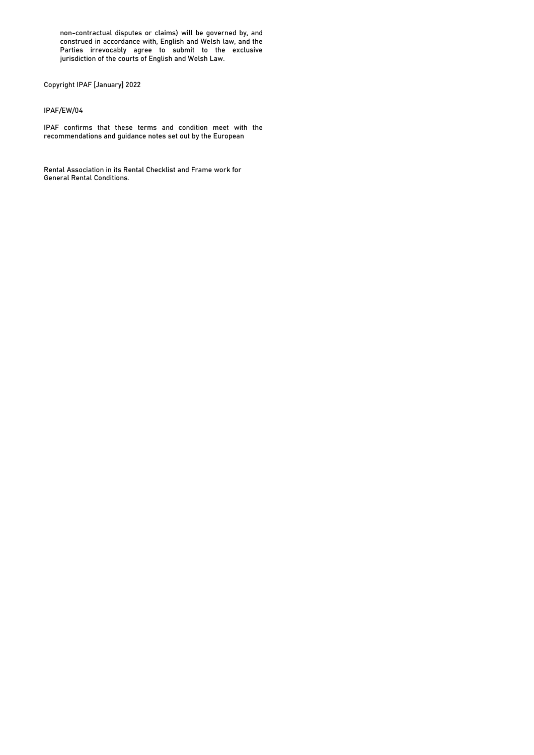non-contractual disputes or claims) will be governed by, and construed in accordance with, English and Welsh law, and the Parties irrevocably agree to submit to the exclusive jurisdiction of the courts of English and Welsh Law.

Copyright IPAF [January] 2022

IPAF/EW/04

IPAF confirms that these terms and condition meet with the recommendations and guidance notes set out by the European

Rental Association in its Rental Checklist and Frame work for General Rental Conditions.